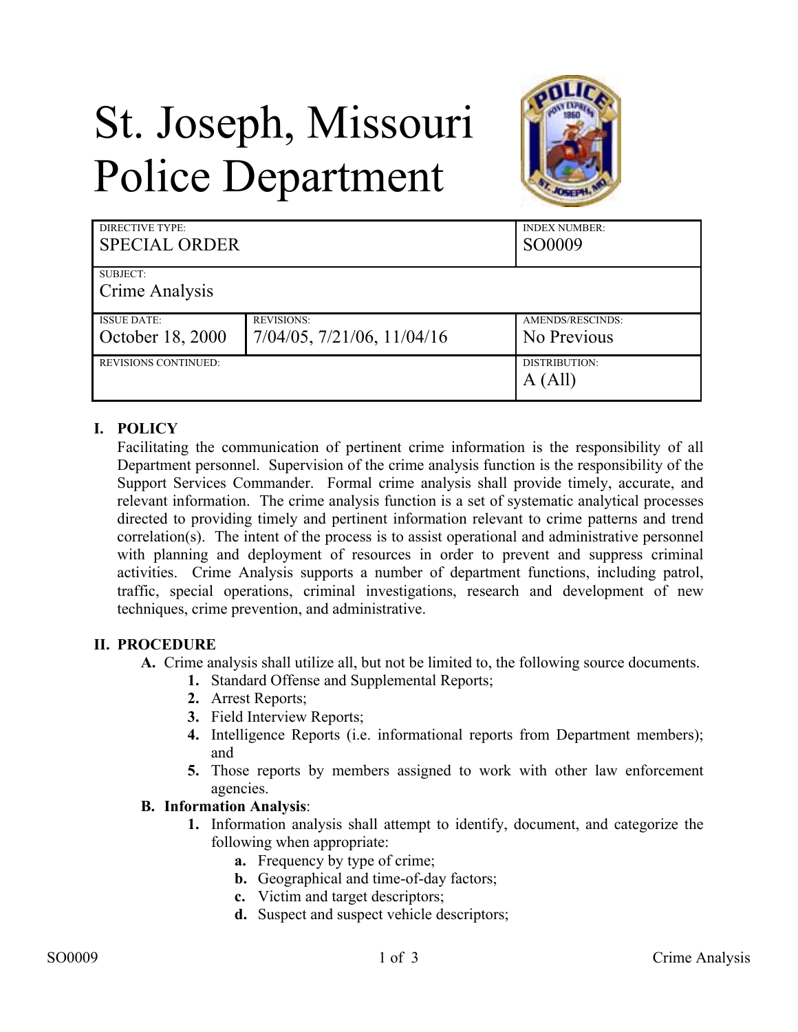# St. Joseph, Missouri Police Department

| DIRECTIVE TYPE: SPECIAL ORDER | | INDEX NUMBER: SO0009 |
|---|---|---|
| SUBJECT: Crime Analysis | | |
| ISSUE DATE: October 18, 2000 | REVISIONS: 7/04/05, 7/21/06, 11/04/16 | AMENDS/RESCINDS: No Previous |
| REVISIONS CONTINUED: | | DISTRIBUTION: A (All) |

## I. POLICY

Facilitating the communication of pertinent crime information is the responsibility of all Department personnel. Supervision of the crime analysis function is the responsibility of the Support Services Commander. Formal crime analysis shall provide timely, accurate, and relevant information. The crime analysis function is a set of systematic analytical processes directed to providing timely and pertinent information relevant to crime patterns and trend correlation(s). The intent of the process is to assist operational and administrative personnel with planning and deployment of resources in order to prevent and suppress criminal activities. Crime Analysis supports a number of department functions, including patrol, traffic, special operations, criminal investigations, research and development of new techniques, crime prevention, and administrative.

## II. PROCEDURE

**A.** Crime analysis shall utilize all, but not be limited to, the following source documents.

1. Standard Offense and Supplemental Reports;
2. Arrest Reports;
3. Field Interview Reports;
4. Intelligence Reports (i.e. informational reports from Department members); and
5. Those reports by members assigned to work with other law enforcement agencies.

**B. Information Analysis**:

1. Information analysis shall attempt to identify, document, and categorize the following when appropriate:
   - **a.** Frequency by type of crime;
   - **b.** Geographical and time-of-day factors;
   - **c.** Victim and target descriptors;
   - **d.** Suspect and suspect vehicle descriptors;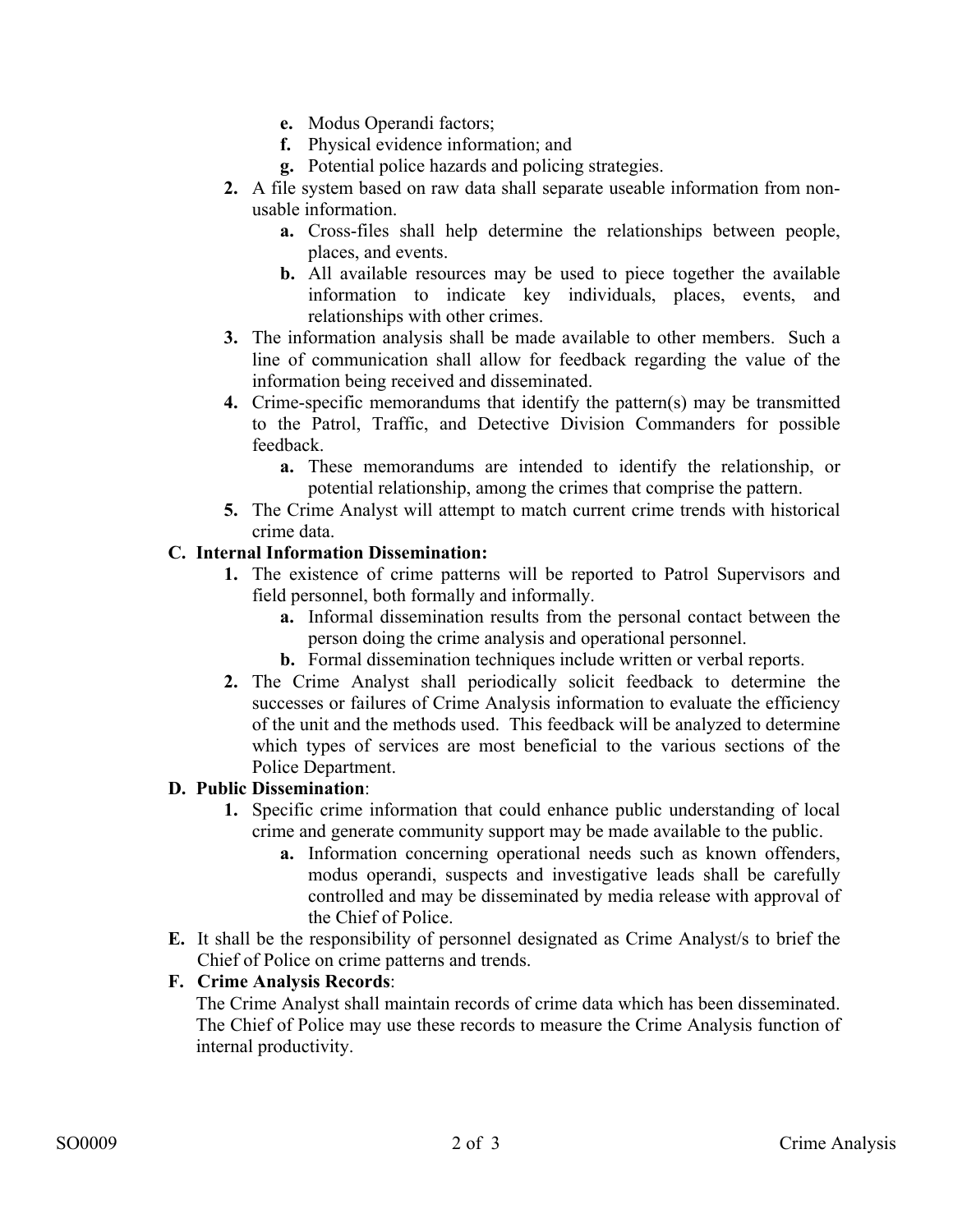- **e.** Modus Operandi factors;
- **f.** Physical evidence information; and
- **g.** Potential police hazards and policing strategies.

**2.** A file system based on raw data shall separate useable information from non-usable information.

- **a.** Cross-files shall help determine the relationships between people, places, and events.
- **b.** All available resources may be used to piece together the available information to indicate key individuals, places, events, and relationships with other crimes.

**3.** The information analysis shall be made available to other members. Such a line of communication shall allow for feedback regarding the value of the information being received and disseminated.

**4.** Crime-specific memorandums that identify the pattern(s) may be transmitted to the Patrol, Traffic, and Detective Division Commanders for possible feedback.

- **a.** These memorandums are intended to identify the relationship, or potential relationship, among the crimes that comprise the pattern.

**5.** The Crime Analyst will attempt to match current crime trends with historical crime data.

**C. Internal Information Dissemination:**

**1.** The existence of crime patterns will be reported to Patrol Supervisors and field personnel, both formally and informally.

- **a.** Informal dissemination results from the personal contact between the person doing the crime analysis and operational personnel.
- **b.** Formal dissemination techniques include written or verbal reports.

**2.** The Crime Analyst shall periodically solicit feedback to determine the successes or failures of Crime Analysis information to evaluate the efficiency of the unit and the methods used. This feedback will be analyzed to determine which types of services are most beneficial to the various sections of the Police Department.

**D. Public Dissemination**:

**1.** Specific crime information that could enhance public understanding of local crime and generate community support may be made available to the public.

- **a.** Information concerning operational needs such as known offenders, modus operandi, suspects and investigative leads shall be carefully controlled and may be disseminated by media release with approval of the Chief of Police.

**E.** It shall be the responsibility of personnel designated as Crime Analyst/s to brief the Chief of Police on crime patterns and trends.

**F. Crime Analysis Records**:

The Crime Analyst shall maintain records of crime data which has been disseminated. The Chief of Police may use these records to measure the Crime Analysis function of internal productivity.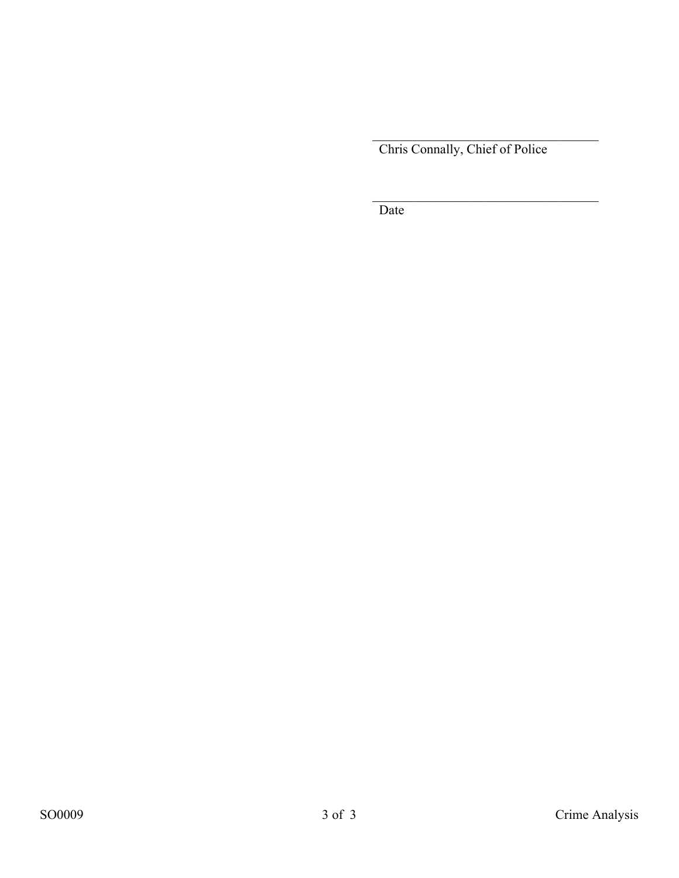\_\_\_\_\_\_\_\_\_\_\_\_\_\_\_\_\_\_\_\_\_\_\_\_\_\_\_\_\_\_\_\_\_\_\_\_

Chris Connally, Chief of Police

\_\_\_\_\_\_\_\_\_\_\_\_\_\_\_\_\_\_\_\_\_\_\_\_\_\_\_\_\_\_\_\_\_\_\_\_

Date